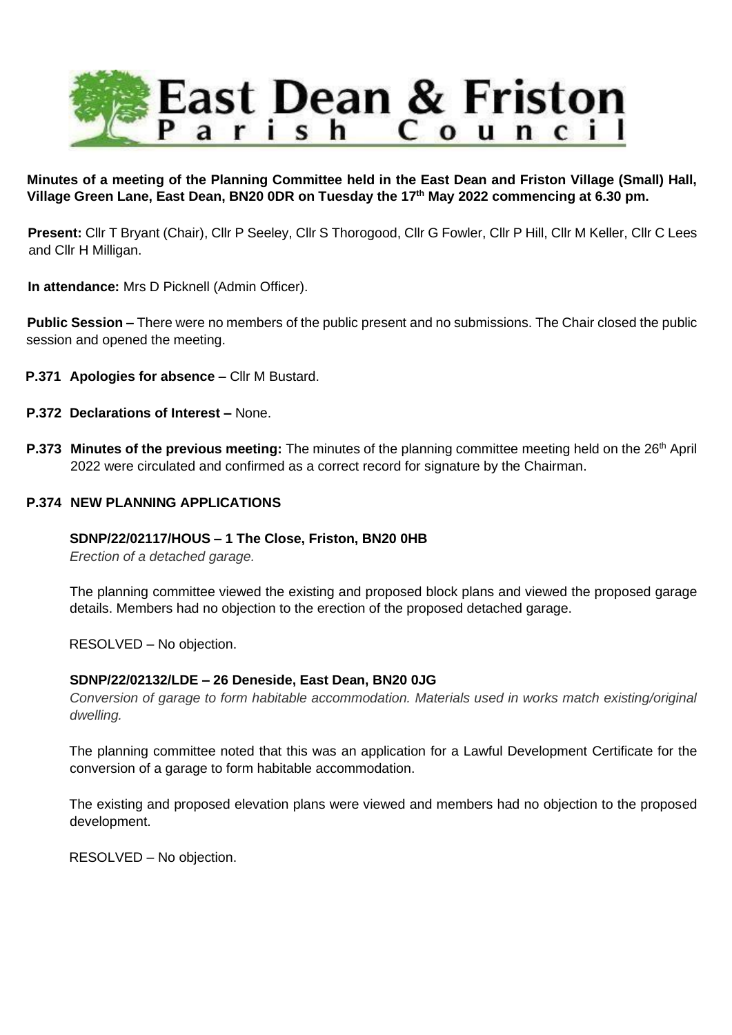# East Dean & Friston Parish Council

**Minutes of a meeting of the Planning Committee held in the East Dean and Friston Village (Small) Hall, Village Green Lane, East Dean, BN20 0DR on Tuesday the 17th May 2022 commencing at 6.30 pm.**

**Present:** Cllr T Bryant (Chair), Cllr P Seeley, Cllr S Thorogood, Cllr G Fowler, Cllr P Hill, Cllr M Keller, Cllr C Lees and Cllr H Milligan.

**In attendance:** Mrs D Picknell (Admin Officer).

**Public Session –** There were no members of the public present and no submissions. The Chair closed the public session and opened the meeting.

**P.371 Apologies for absence –** Cllr M Bustard.

**P.372 Declarations of Interest –** None.

**P.373 Minutes of the previous meeting:** The minutes of the planning committee meeting held on the 26th April 2022 were circulated and confirmed as a correct record for signature by the Chairman.

**P.374 NEW PLANNING APPLICATIONS**

**SDNP/22/02117/HOUS – 1 The Close, Friston, BN20 0HB**
*Erection of a detached garage.*

The planning committee viewed the existing and proposed block plans and viewed the proposed garage details. Members had no objection to the erection of the proposed detached garage.

RESOLVED – No objection.

**SDNP/22/02132/LDE – 26 Deneside, East Dean, BN20 0JG**
*Conversion of garage to form habitable accommodation. Materials used in works match existing/original dwelling.*

The planning committee noted that this was an application for a Lawful Development Certificate for the conversion of a garage to form habitable accommodation.

The existing and proposed elevation plans were viewed and members had no objection to the proposed development.

RESOLVED – No objection.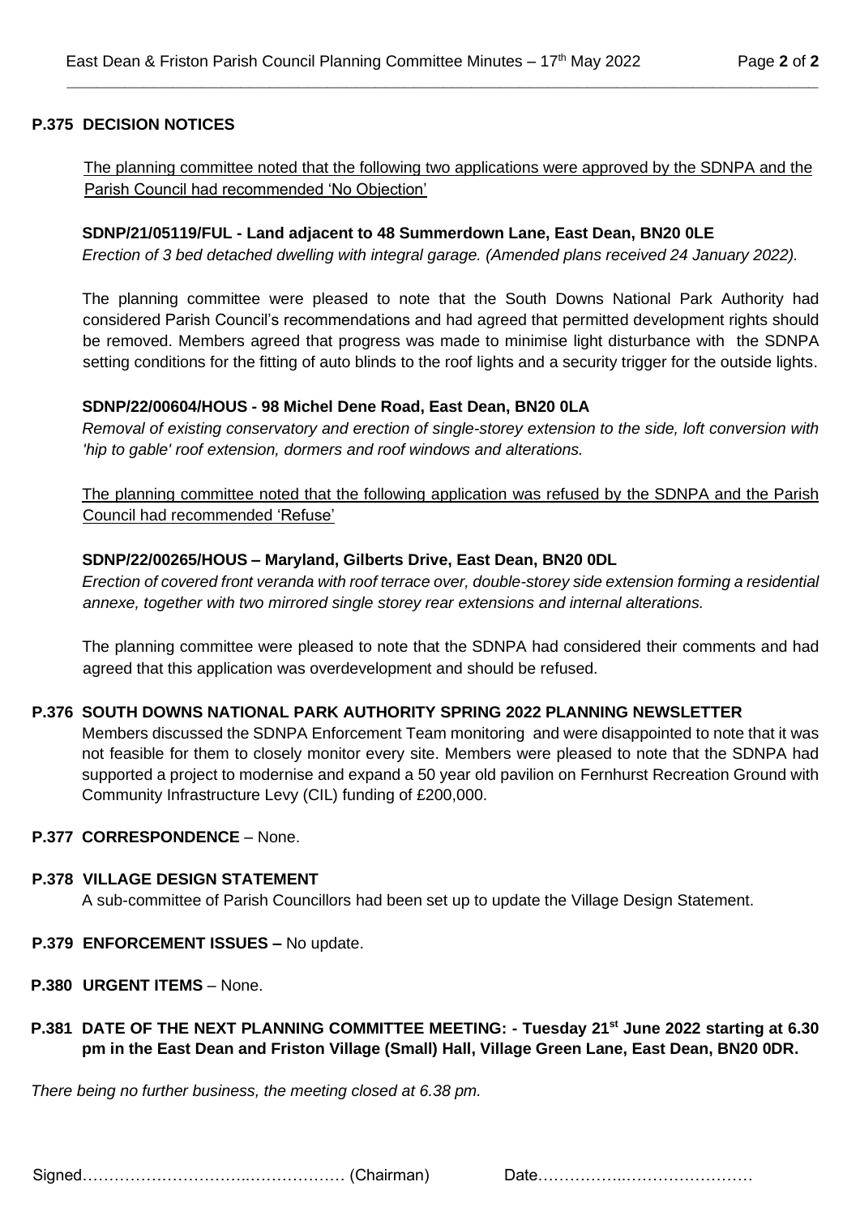**P.375 DECISION NOTICES**

The planning committee noted that the following two applications were approved by the SDNPA and the Parish Council had recommended 'No Objection'

**SDNP/21/05119/FUL - Land adjacent to 48 Summerdown Lane, East Dean, BN20 0LE**
*Erection of 3 bed detached dwelling with integral garage. (Amended plans received 24 January 2022).*

The planning committee were pleased to note that the South Downs National Park Authority had considered Parish Council's recommendations and had agreed that permitted development rights should be removed. Members agreed that progress was made to minimise light disturbance with the SDNPA setting conditions for the fitting of auto blinds to the roof lights and a security trigger for the outside lights.

**SDNP/22/00604/HOUS - 98 Michel Dene Road, East Dean, BN20 0LA**
*Removal of existing conservatory and erection of single-storey extension to the side, loft conversion with 'hip to gable' roof extension, dormers and roof windows and alterations.*

The planning committee noted that the following application was refused by the SDNPA and the Parish Council had recommended 'Refuse'

**SDNP/22/00265/HOUS – Maryland, Gilberts Drive, East Dean, BN20 0DL**
*Erection of covered front veranda with roof terrace over, double-storey side extension forming a residential annexe, together with two mirrored single storey rear extensions and internal alterations.*

The planning committee were pleased to note that the SDNPA had considered their comments and had agreed that this application was overdevelopment and should be refused.

**P.376 SOUTH DOWNS NATIONAL PARK AUTHORITY SPRING 2022 PLANNING NEWSLETTER**

Members discussed the SDNPA Enforcement Team monitoring and were disappointed to note that it was not feasible for them to closely monitor every site. Members were pleased to note that the SDNPA had supported a project to modernise and expand a 50 year old pavilion on Fernhurst Recreation Ground with Community Infrastructure Levy (CIL) funding of £200,000.

**P.377 CORRESPONDENCE** – None.

**P.378 VILLAGE DESIGN STATEMENT**

A sub-committee of Parish Councillors had been set up to update the Village Design Statement.

**P.379 ENFORCEMENT ISSUES –** No update.

**P.380 URGENT ITEMS** – None.

**P.381 DATE OF THE NEXT PLANNING COMMITTEE MEETING: - Tuesday 21st June 2022 starting at 6.30 pm in the East Dean and Friston Village (Small) Hall, Village Green Lane, East Dean, BN20 0DR.**

*There being no further business, the meeting closed at 6.38 pm.*

Signed………………………….……………… (Chairman) Date……………..……………………